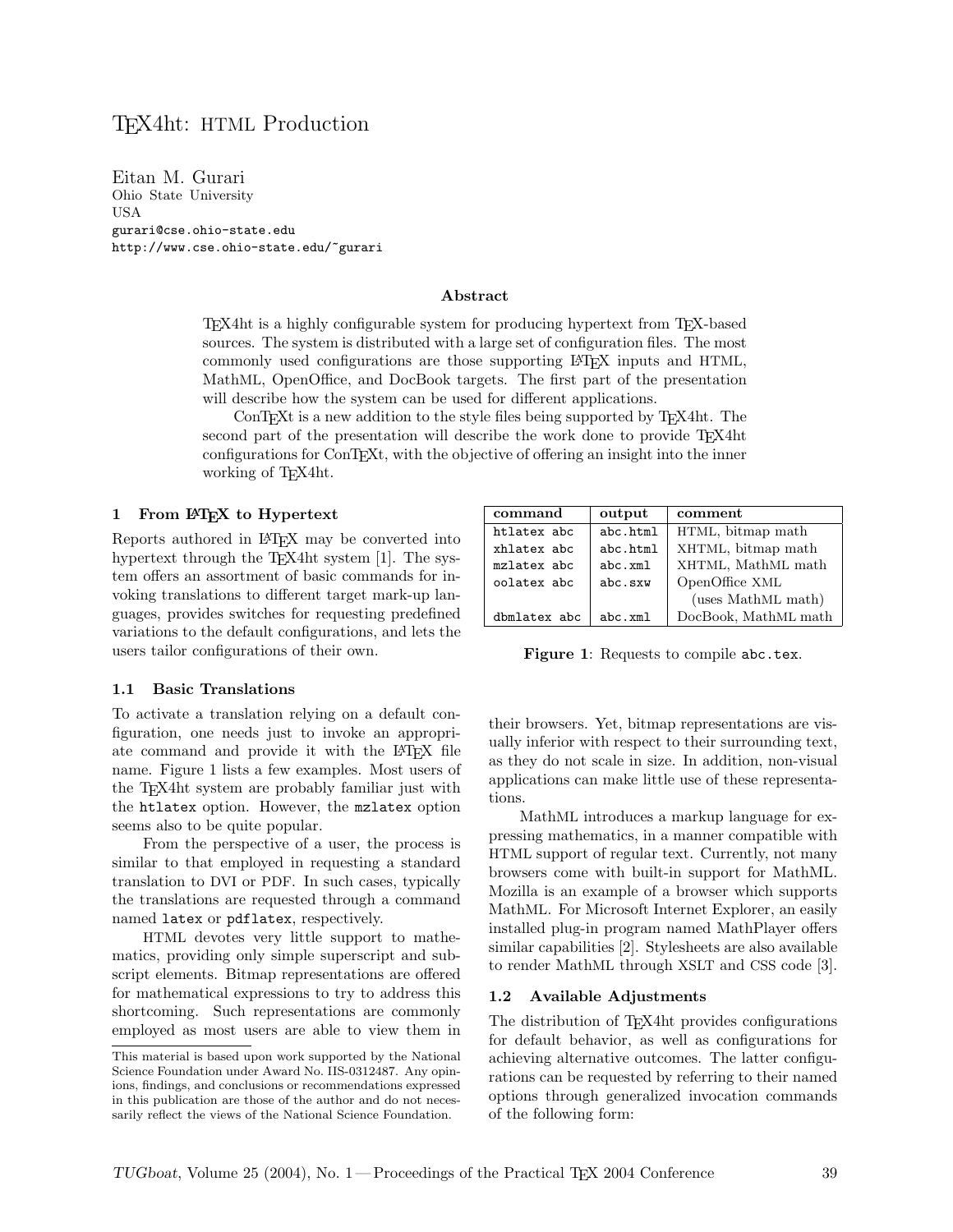# TEX4ht: HTML Production

Eitan M. Gurari
Ohio State University
USA
gurari@cse.ohio-state.edu
http://www.cse.ohio-state.edu/~gurari

### Abstract

TEX4ht is a highly configurable system for producing hypertext from TEX-based sources. The system is distributed with a large set of configuration files. The most commonly used configurations are those supporting LATEX inputs and HTML, MathML, OpenOffice, and DocBook targets. The first part of the presentation will describe how the system can be used for different applications.

ConTEXt is a new addition to the style files being supported by TEX4ht. The second part of the presentation will describe the work done to provide TEX4ht configurations for ConTEXt, with the objective of offering an insight into the inner working of TEX4ht.

## 1 From LATEX to Hypertext

Reports authored in LATEX may be converted into hypertext through the TEX4ht system [1]. The system offers an assortment of basic commands for invoking translations to different target mark-up languages, provides switches for requesting predefined variations to the default configurations, and lets the users tailor configurations of their own.

### 1.1 Basic Translations

To activate a translation relying on a default configuration, one needs just to invoke an appropriate command and provide it with the LATEX file name. Figure 1 lists a few examples. Most users of the TEX4ht system are probably familiar just with the `htlatex` option. However, the `mzlatex` option seems also to be quite popular.

| command | output | comment |
|---|---|---|
| `htlatex abc` | `abc.html` | HTML, bitmap math |
| `xhlatex abc` | `abc.html` | XHTML, bitmap math |
| `mzlatex abc` | `abc.xml` | XHTML, MathML math |
| `oolatex abc` | `abc.sxw` | OpenOffice XML (uses MathML math) |
| `dbmlatex abc` | `abc.xml` | DocBook, MathML math |

**Figure 1**: Requests to compile `abc.tex`.

From the perspective of a user, the process is similar to that employed in requesting a standard translation to DVI or PDF. In such cases, typically the translations are requested through a command named `latex` or `pdflatex`, respectively.

HTML devotes very little support to mathematics, providing only simple superscript and subscript elements. Bitmap representations are offered for mathematical expressions to try to address this shortcoming. Such representations are commonly employed as most users are able to view them in their browsers. Yet, bitmap representations are visually inferior with respect to their surrounding text, as they do not scale in size. In addition, non-visual applications can make little use of these representations.

MathML introduces a markup language for expressing mathematics, in a manner compatible with HTML support of regular text. Currently, not many browsers come with built-in support for MathML. Mozilla is an example of a browser which supports MathML. For Microsoft Internet Explorer, an easily installed plug-in program named MathPlayer offers similar capabilities [2]. Stylesheets are also available to render MathML through XSLT and CSS code [3].

### 1.2 Available Adjustments

The distribution of TEX4ht provides configurations for default behavior, as well as configurations for achieving alternative outcomes. The latter configurations can be requested by referring to their named options through generalized invocation commands of the following form:

This material is based upon work supported by the National Science Foundation under Award No. IIS-0312487. Any opinions, findings, and conclusions or recommendations expressed in this publication are those of the author and do not necessarily reflect the views of the National Science Foundation.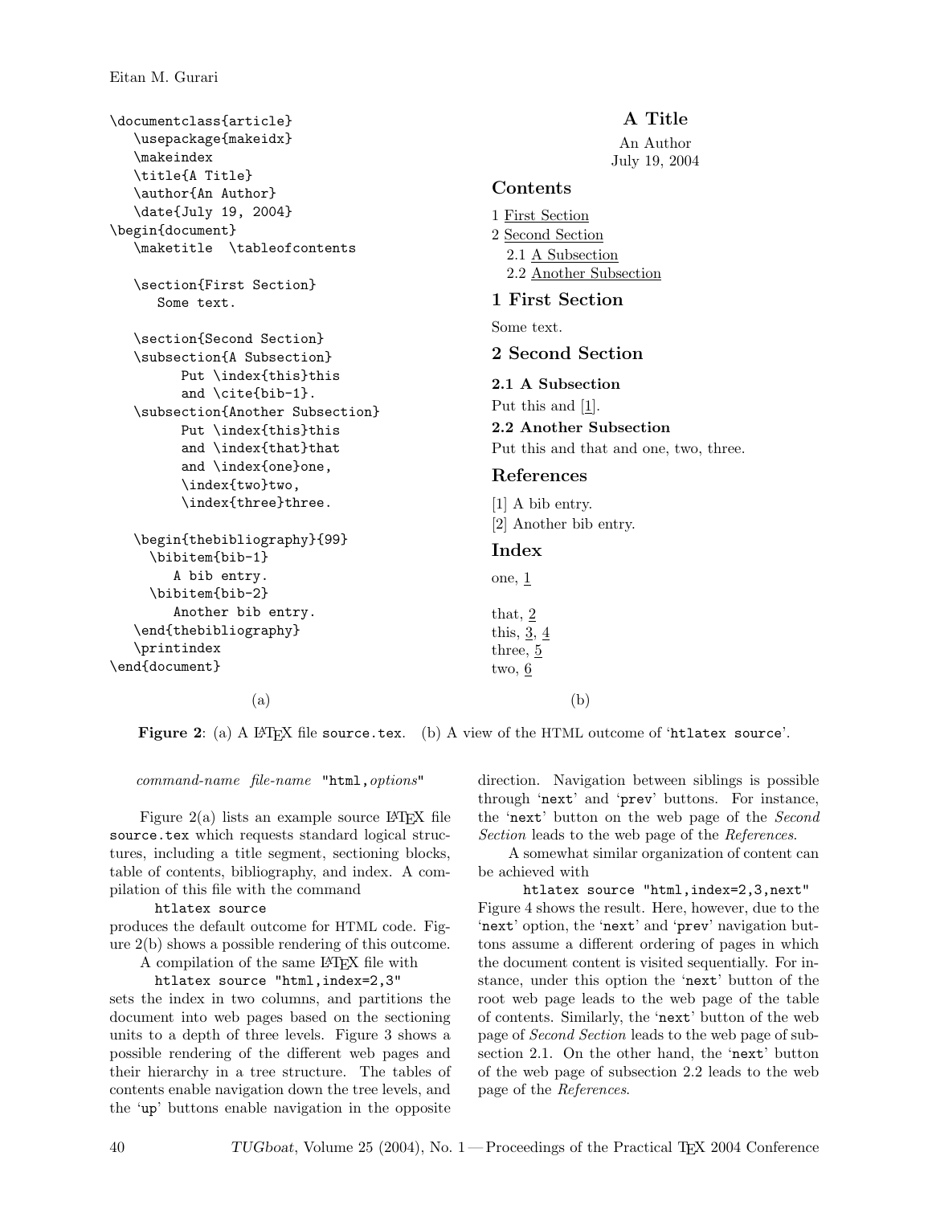```latex
\documentclass{article}
   \usepackage{makeidx}
   \makeindex
   \title{A Title}
   \author{An Author}
   \date{July 19, 2004}
\begin{document}
   \maketitle  \tableofcontents

   \section{First Section}
      Some text.

   \section{Second Section}
   \subsection{A Subsection}
        Put \index{this}this
        and \cite{bib-1}.
   \subsection{Another Subsection}
        Put \index{this}this
        and \index{that}that
        and \index{one}one,
        \index{two}two,
        \index{three}three.

   \begin{thebibliography}{99}
     \bibitem{bib-1}
       A bib entry.
     \bibitem{bib-2}
       Another bib entry.
   \end{thebibliography}
   \printindex
\end{document}
```

(a)

**A Title**

An Author
July 19, 2004

**Contents**

1 First Section
2 Second Section
  2.1 A Subsection
  2.2 Another Subsection

**1 First Section**

Some text.

**2 Second Section**

**2.1 A Subsection**

Put this and [1].

**2.2 Another Subsection**

Put this and that and one, two, three.

**References**

[1] A bib entry.
[2] Another bib entry.

**Index**

one, 1

that, 2
this, 3, 4
three, 5
two, 6

(b)

**Figure 2**: (a) A LaTeX file `source.tex`. (b) A view of the HTML outcome of '`htlatex source`'.

*command-name file-name* `"html,`*options*`"`

Figure 2(a) lists an example source LaTeX file `source.tex` which requests standard logical structures, including a title segment, sectioning blocks, table of contents, bibliography, and index. A compilation of this file with the command

```
htlatex source
```

produces the default outcome for HTML code. Figure 2(b) shows a possible rendering of this outcome.

A compilation of the same LaTeX file with

```
htlatex source "html,index=2,3"
```

sets the index in two columns, and partitions the document into web pages based on the sectioning units to a depth of three levels. Figure 3 shows a possible rendering of the different web pages and their hierarchy in a tree structure. The tables of contents enable navigation down the tree levels, and the '`up`' buttons enable navigation in the opposite direction. Navigation between siblings is possible through '`next`' and '`prev`' buttons. For instance, the '`next`' button on the web page of the *Second Section* leads to the web page of the *References*.

A somewhat similar organization of content can be achieved with

```
htlatex source "html,index=2,3,next"
```

Figure 4 shows the result. Here, however, due to the '`next`' option, the '`next`' and '`prev`' navigation buttons assume a different ordering of pages in which the document content is visited sequentially. For instance, under this option the '`next`' button of the root web page leads to the web page of the table of contents. Similarly, the '`next`' button of the web page of *Second Section* leads to the web page of subsection 2.1. On the other hand, the '`next`' button of the web page of subsection 2.2 leads to the web page of the *References*.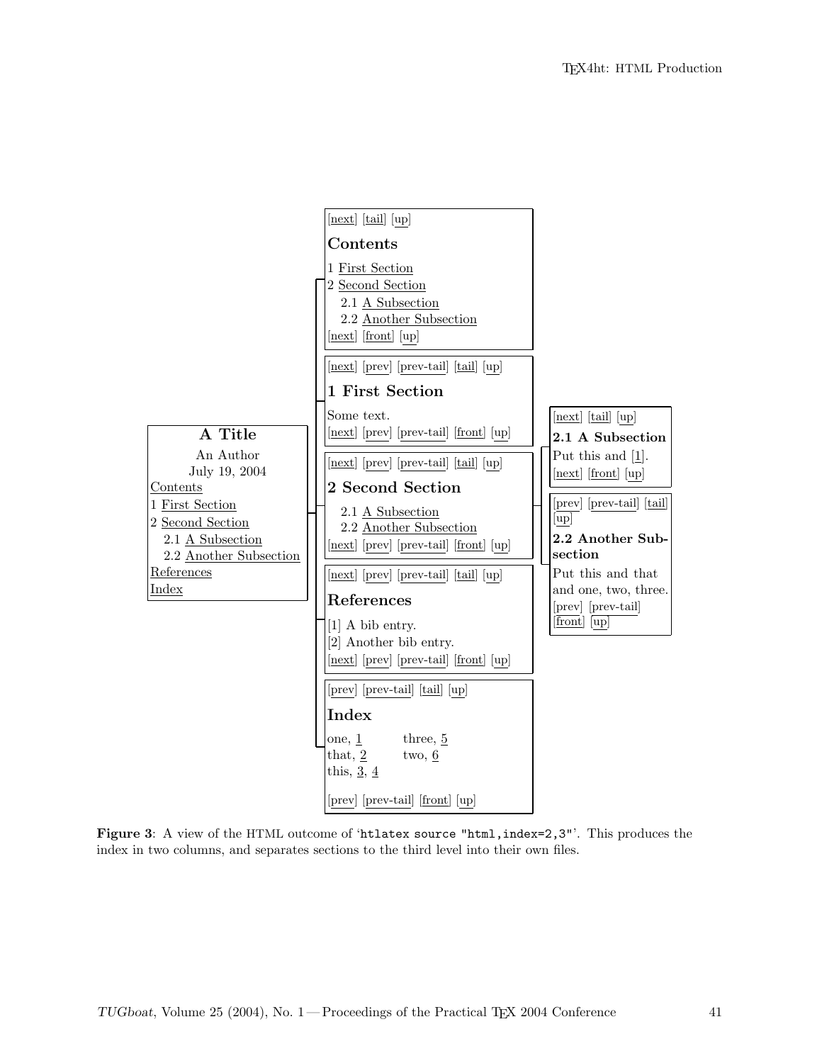[next] [tail] [up]

**Contents**

1 First Section
2 Second Section
  2.1 A Subsection
  2.2 Another Subsection
[next] [front] [up]

[next] [prev] [prev-tail] [tail] [up]

**1 First Section**

Some text.
[next] [prev] [prev-tail] [front] [up]

**A Title**
An Author
July 19, 2004
Contents
1 First Section
2 Second Section
  2.1 A Subsection
  2.2 Another Subsection
References
Index

[next] [prev] [prev-tail] [tail] [up]

**2 Second Section**

  2.1 A Subsection
  2.2 Another Subsection
[next] [prev] [prev-tail] [front] [up]

[next] [tail] [up]

**2.1 A Subsection**

Put this and [1].
[next] [front] [up]

[prev] [prev-tail] [tail] [up]

**2.2 Another Subsection**

Put this and that and one, two, three.
[prev] [prev-tail] [front] [up]

[next] [prev] [prev-tail] [tail] [up]

**References**

[1] A bib entry.
[2] Another bib entry.
[next] [prev] [prev-tail] [front] [up]

[prev] [prev-tail] [tail] [up]

**Index**

one, 1 three, 5
that, 2 two, 6
this, 3, 4

[prev] [prev-tail] [front] [up]

**Figure 3**: A view of the HTML outcome of '`htlatex source "html,index=2,3"`'. This produces the index in two columns, and separates sections to the third level into their own files.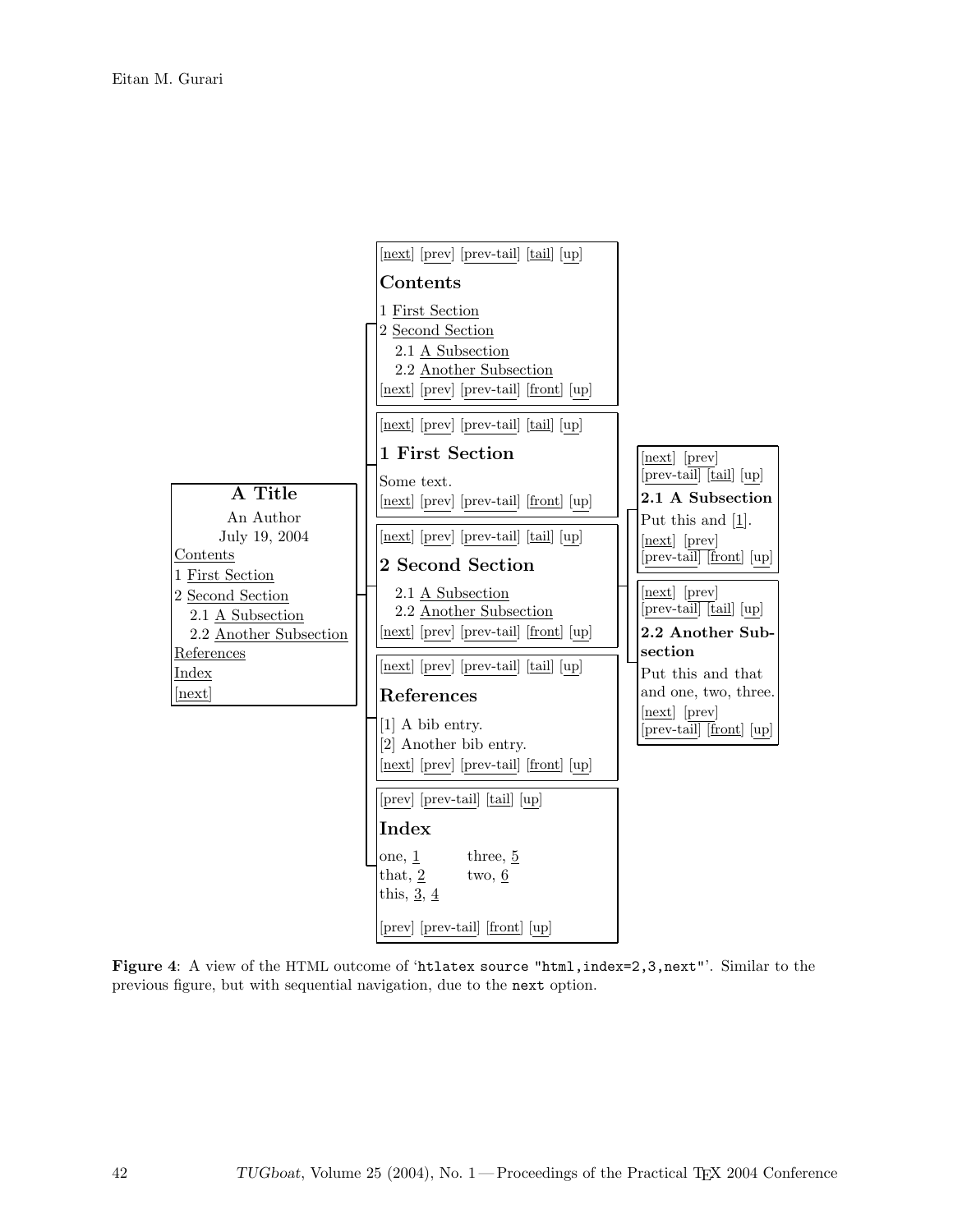A Title

An Author

July 19, 2004

Contents

1 First Section

2 Second Section

2.1 A Subsection

2.2 Another Subsection

References

Index

[next]

---

[next] [prev] [prev-tail] [tail] [up]

**Contents**

1 First Section

2 Second Section

2.1 A Subsection

2.2 Another Subsection

[next] [prev] [prev-tail] [front] [up]

---

[next] [prev] [prev-tail] [tail] [up]

**1 First Section**

Some text.

[next] [prev] [prev-tail] [front] [up]

---

[next] [prev] [prev-tail] [tail] [up]

**2 Second Section**

2.1 A Subsection

2.2 Another Subsection

[next] [prev] [prev-tail] [front] [up]

---

[next] [prev] [prev-tail] [tail] [up]

**2.1 A Subsection**

Put this and [1].

[next] [prev] [prev-tail] [front] [up]

---

[next] [prev] [prev-tail] [tail] [up]

**2.2 Another Subsection**

Put this and that and one, two, three.

[next] [prev] [prev-tail] [front] [up]

---

[next] [prev] [prev-tail] [tail] [up]

**References**

[1] A bib entry.

[2] Another bib entry.

[next] [prev] [prev-tail] [front] [up]

---

[prev] [prev-tail] [tail] [up]

**Index**

one, 1 three, 5

that, 2 two, 6

this, 3, 4

[prev] [prev-tail] [front] [up]

**Figure 4**: A view of the HTML outcome of '`htlatex source "html,index=2,3,next"`'. Similar to the previous figure, but with sequential navigation, due to the `next` option.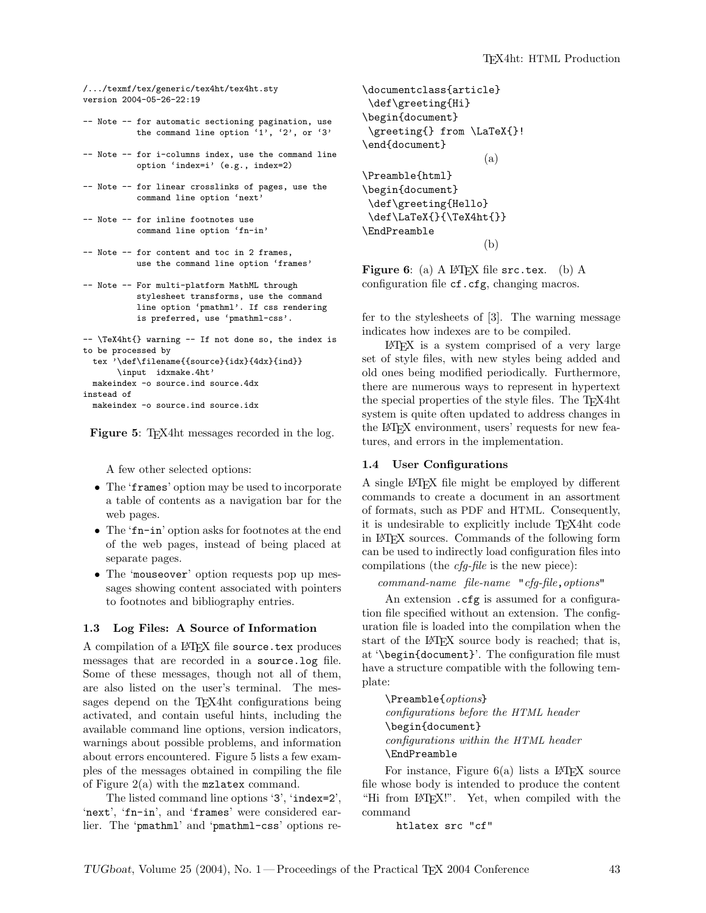```
/.../texmf/tex/generic/tex4ht/tex4ht.sty
version 2004-05-26-22:19

-- Note -- for automatic sectioning pagination, use
           the command line option '1', '2', or '3'

-- Note -- for i-columns index, use the command line
           option 'index=i' (e.g., index=2)

-- Note -- for linear crosslinks of pages, use the
           command line option 'next'

-- Note -- for inline footnotes use
           command line option 'fn-in'

-- Note -- for content and toc in 2 frames,
           use the command line option 'frames'

-- Note -- For multi-platform MathML through
           stylesheet transforms, use the command
           line option 'pmathml'. If css rendering
           is preferred, use 'pmathml-css'.

-- \TeX4ht{} warning -- If not done so, the index is
to be processed by
  tex '\def\filename{{source}{idx}{4dx}{ind}}
       \input  idxmake.4ht'
  makeindex -o source.ind source.4dx
instead of
  makeindex -o source.ind source.idx
```

**Figure 5**: TEX4ht messages recorded in the log.

A few other selected options:

- The '`frames`' option may be used to incorporate a table of contents as a navigation bar for the web pages.
- The '`fn-in`' option asks for footnotes at the end of the web pages, instead of being placed at separate pages.
- The '`mouseover`' option requests pop up messages showing content associated with pointers to footnotes and bibliography entries.

### 1.3 Log Files: A Source of Information

A compilation of a LATEX file `source.tex` produces messages that are recorded in a `source.log` file. Some of these messages, though not all of them, are also listed on the user's terminal. The messages depend on the TEX4ht configurations being activated, and contain useful hints, including the available command line options, version indicators, warnings about possible problems, and information about errors encountered. Figure 5 lists a few examples of the messages obtained in compiling the file of Figure 2(a) with the `mzlatex` command.

The listed command line options '`3`', '`index=2`', '`next`', '`fn-in`', and '`frames`' were considered earlier. The '`pmathml`' and '`pmathml-css`' options refer to the stylesheets of [3]. The warning message indicates how indexes are to be compiled.

LATEX is a system comprised of a very large set of style files, with new styles being added and old ones being modified periodically. Furthermore, there are numerous ways to represent in hypertext the special properties of the style files. The TEX4ht system is quite often updated to address changes in the LATEX environment, users' requests for new features, and errors in the implementation.

```
\documentclass{article}
 \def\greeting{Hi}
\begin{document}
 \greeting{} from \LaTeX{}!
\end{document}
```

(a)

```
\Preamble{html}
\begin{document}
 \def\greeting{Hello}
 \def\LaTeX{}{\TeX4ht{}}
\EndPreamble
```

(b)

**Figure 6**: (a) A LATEX file `src.tex`. (b) A configuration file `cf.cfg`, changing macros.

### 1.4 User Configurations

A single LATEX file might be employed by different commands to create a document in an assortment of formats, such as PDF and HTML. Consequently, it is undesirable to explicitly include TEX4ht code in LATEX sources. Commands of the following form can be used to indirectly load configuration files into compilations (the *cfg-file* is the new piece):

*command-name file-name* "*cfg-file*,*options*"

An extension `.cfg` is assumed for a configuration file specified without an extension. The configuration file is loaded into the compilation when the start of the LATEX source body is reached; that is, at '`\begin{document}`'. The configuration file must have a structure compatible with the following template:

`\Preamble{`*options*`}`
*configurations before the HTML header*
`\begin{document}`
*configurations within the HTML header*
`\EndPreamble`

For instance, Figure 6(a) lists a LATEX source file whose body is intended to produce the content "Hi from LATEX!". Yet, when compiled with the command

```
htlatex src "cf"
```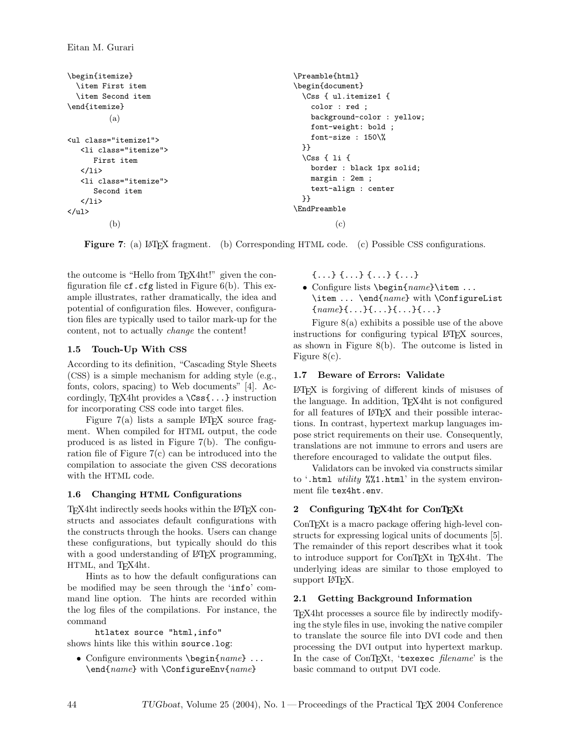```
\begin{itemize}
  \item First item
  \item Second item
\end{itemize}
```

(a)

```
<ul class="itemize1">
   <li class="itemize">
      First item
   </li>
   <li class="itemize">
      Second item
   </li>
</ul>
```

(b)

```
\Preamble{html}
\begin{document}
  \Css { ul.itemize1 {
    color : red ;
    background-color : yellow;
    font-weight: bold ;
    font-size : 150\%
  }}
  \Css { li {
    border : black 1px solid;
    margin : 2em ;
    text-align : center
  }}
\EndPreamble
```

(c)

**Figure 7**: (a) LaTeX fragment. (b) Corresponding HTML code. (c) Possible CSS configurations.

the outcome is "Hello from TeX4ht!" given the configuration file `cf.cfg` listed in Figure 6(b). This example illustrates, rather dramatically, the idea and potential of configuration files. However, configuration files are typically used to tailor mark-up for the content, not to actually *change* the content!

### 1.5 Touch-Up With CSS

According to its definition, "Cascading Style Sheets (CSS) is a simple mechanism for adding style (e.g., fonts, colors, spacing) to Web documents" [4]. Accordingly, TeX4ht provides a `\Css{...}` instruction for incorporating CSS code into target files.

Figure 7(a) lists a sample LaTeX source fragment. When compiled for HTML output, the code produced is as listed in Figure 7(b). The configuration file of Figure 7(c) can be introduced into the compilation to associate the given CSS decorations with the HTML code.

### 1.6 Changing HTML Configurations

TeX4ht indirectly seeds hooks within the LaTeX constructs and associates default configurations with the constructs through the hooks. Users can change these configurations, but typically should do this with a good understanding of LaTeX programming, HTML, and TeX4ht.

Hints as to how the default configurations can be modified may be seen through the '`info`' command line option. The hints are recorded within the log files of the compilations. For instance, the command

```
htlatex source "html,info"
```

shows hints like this within `source.log`:

- Configure environments `\begin{`*name*`}` ... `\end{`*name*`}` with `\ConfigureEnv{`*name*`}` `{...}{...}{...}{...}`
- Configure lists `\begin{`*name*`}\item ... \item ... \end{`*name*`}` with `\ConfigureList{`*name*`}{...}{...}{...}{...}`

Figure 8(a) exhibits a possible use of the above instructions for configuring typical LaTeX sources, as shown in Figure 8(b). The outcome is listed in Figure 8(c).

### 1.7 Beware of Errors: Validate

LaTeX is forgiving of different kinds of misuses of the language. In addition, TeX4ht is not configured for all features of LaTeX and their possible interactions. In contrast, hypertext markup languages impose strict requirements on their use. Consequently, translations are not immune to errors and users are therefore encouraged to validate the output files.

Validators can be invoked via constructs similar to '`.html` *utility* `%%1.html`' in the system environment file `tex4ht.env`.

## 2 Configuring TeX4ht for ConTeXt

ConTeXt is a macro package offering high-level constructs for expressing logical units of documents [5]. The remainder of this report describes what it took to introduce support for ConTeXt in TeX4ht. The underlying ideas are similar to those employed to support LaTeX.

### 2.1 Getting Background Information

TeX4ht processes a source file by indirectly modifying the style files in use, invoking the native compiler to translate the source file into DVI code and then processing the DVI output into hypertext markup. In the case of ConTeXt, '`texexec` *filename*' is the basic command to output DVI code.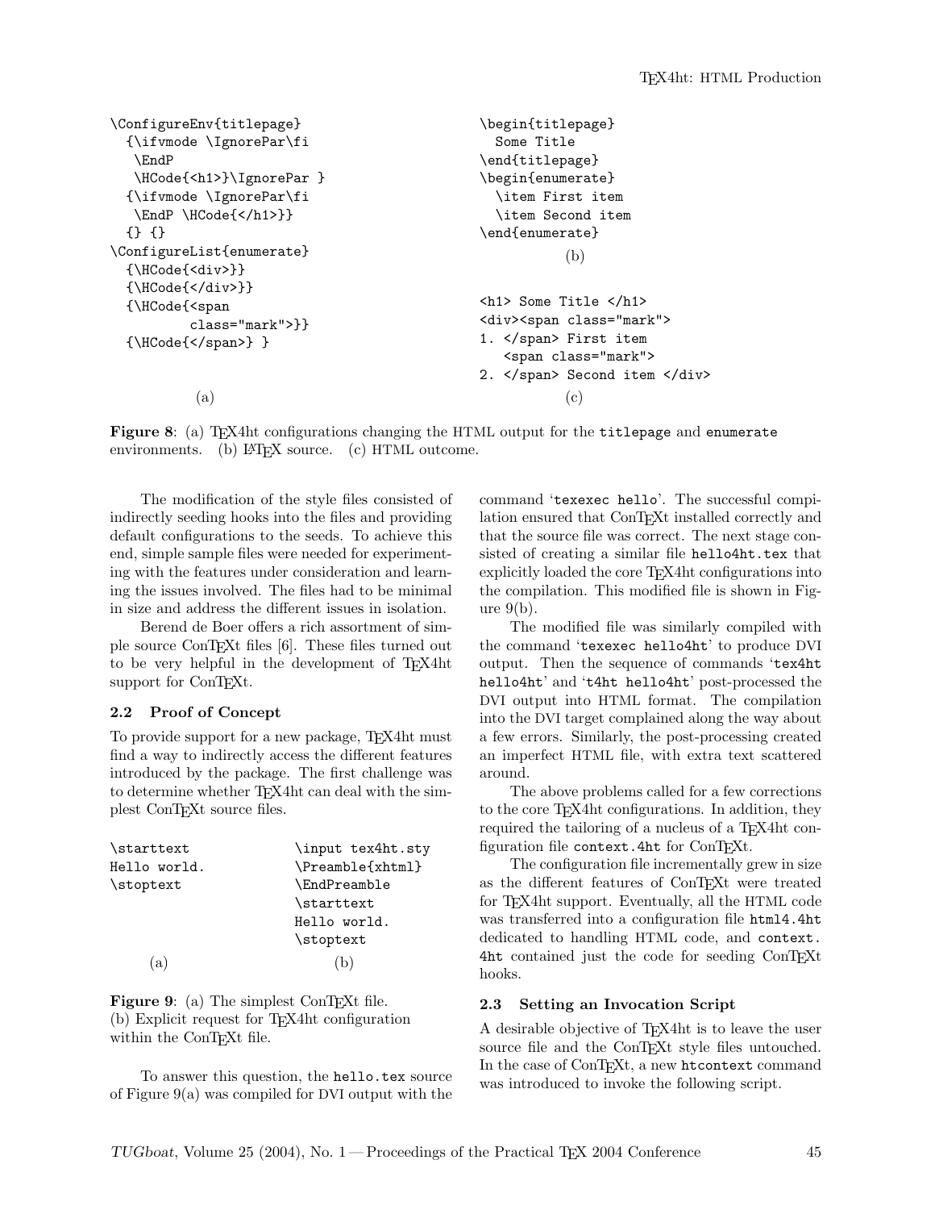```
\ConfigureEnv{titlepage}
  {\ifvmode \IgnorePar\fi
   \EndP
   \HCode{<h1>}\IgnorePar }
  {\ifvmode \IgnorePar\fi
   \EndP \HCode{</h1>}}
  {} {}
\ConfigureList{enumerate}
  {\HCode{<div>}}
  {\HCode{</div>}}
  {\HCode{<span
          class="mark">}}
  {\HCode{</span>} }
```

(a)

```
\begin{titlepage}
  Some Title
\end{titlepage}
\begin{enumerate}
  \item First item
  \item Second item
\end{enumerate}
```

(b)

```
<h1> Some Title </h1>
<div><span class="mark">
1. </span> First item
   <span class="mark">
2. </span> Second item </div>
```

(c)

**Figure 8**: (a) TEX4ht configurations changing the HTML output for the `titlepage` and `enumerate` environments. (b) LATEX source. (c) HTML outcome.

The modification of the style files consisted of indirectly seeding hooks into the files and providing default configurations to the seeds. To achieve this end, simple sample files were needed for experimenting with the features under consideration and learning the issues involved. The files had to be minimal in size and address the different issues in isolation.

Berend de Boer offers a rich assortment of simple source ConTEXt files [6]. These files turned out to be very helpful in the development of TEX4ht support for ConTEXt.

### 2.2 Proof of Concept

To provide support for a new package, TEX4ht must find a way to indirectly access the different features introduced by the package. The first challenge was to determine whether TEX4ht can deal with the simplest ConTEXt source files.

```
\starttext
Hello world.
\stoptext
```

(a)

```
\input tex4ht.sty
\Preamble{xhtml}
\EndPreamble
\starttext
Hello world.
\stoptext
```

(b)

**Figure 9**: (a) The simplest ConTEXt file. (b) Explicit request for TEX4ht configuration within the ConTEXt file.

To answer this question, the `hello.tex` source of Figure 9(a) was compiled for DVI output with the command '`texexec hello`'. The successful compilation ensured that ConTEXt installed correctly and that the source file was correct. The next stage consisted of creating a similar file `hello4ht.tex` that explicitly loaded the core TEX4ht configurations into the compilation. This modified file is shown in Figure 9(b).

The modified file was similarly compiled with the command '`texexec hello4ht`' to produce DVI output. Then the sequence of commands '`tex4ht hello4ht`' and '`t4ht hello4ht`' post-processed the DVI output into HTML format. The compilation into the DVI target complained along the way about a few errors. Similarly, the post-processing created an imperfect HTML file, with extra text scattered around.

The above problems called for a few corrections to the core TEX4ht configurations. In addition, they required the tailoring of a nucleus of a TEX4ht configuration file `context.4ht` for ConTEXt.

The configuration file incrementally grew in size as the different features of ConTEXt were treated for TEX4ht support. Eventually, all the HTML code was transferred into a configuration file `html4.4ht` dedicated to handling HTML code, and `context.4ht` contained just the code for seeding ConTEXt hooks.

### 2.3 Setting an Invocation Script

A desirable objective of TEX4ht is to leave the user source file and the ConTEXt style files untouched. In the case of ConTEXt, a new `htcontext` command was introduced to invoke the following script.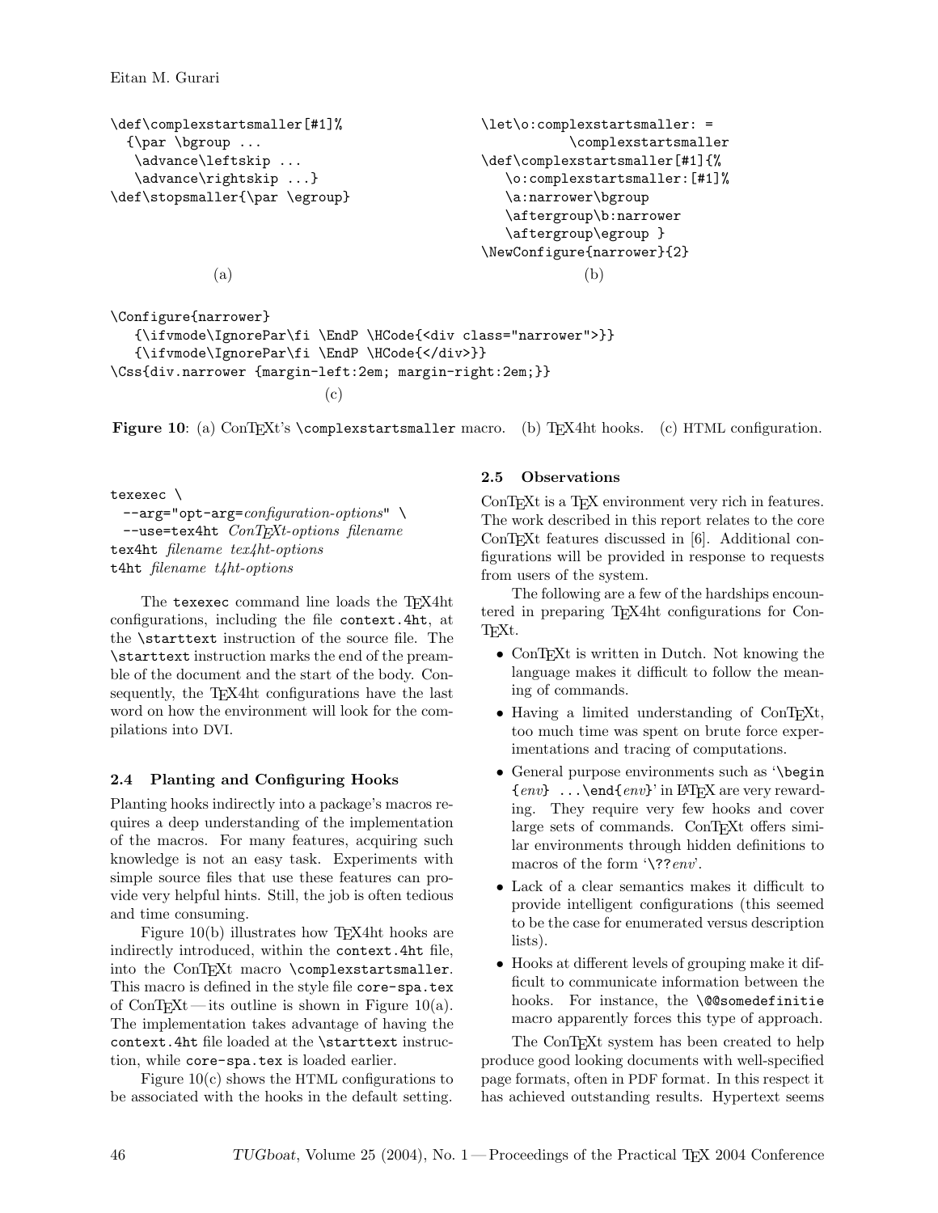```
\def\complexstartsmaller[#1]%
  {\par \bgroup ...
   \advance\leftskip ...
   \advance\rightskip ...}
\def\stopsmaller{\par \egroup}
```

(a)

```
\let\o:complexstartsmaller: =
          \complexstartsmaller
\def\complexstartsmaller[#1]{%
   \o:complexstartsmaller:[#1]%
   \a:narrower\bgroup
   \aftergroup\b:narrower
   \aftergroup\egroup }
\NewConfigure{narrower}{2}
```

(b)

```
\Configure{narrower}
   {\ifvmode\IgnorePar\fi \EndP \HCode{<div class="narrower">}}
   {\ifvmode\IgnorePar\fi \EndP \HCode{</div>}}
\Css{div.narrower {margin-left:2em; margin-right:2em;}}
```

(c)

**Figure 10**: (a) ConTEXt's `\complexstartsmaller` macro. (b) TEX4ht hooks. (c) HTML configuration.

```
texexec \
  --arg="opt-arg=configuration-options" \
  --use=tex4ht ConTEXt-options filename
tex4ht filename tex4ht-options
t4ht filename t4ht-options
```

The `texexec` command line loads the TEX4ht configurations, including the file `context.4ht`, at the `\starttext` instruction of the source file. The `\starttext` instruction marks the end of the preamble of the document and the start of the body. Consequently, the TEX4ht configurations have the last word on how the environment will look for the compilations into DVI.

### 2.4 Planting and Configuring Hooks

Planting hooks indirectly into a package's macros requires a deep understanding of the implementation of the macros. For many features, acquiring such knowledge is not an easy task. Experiments with simple source files that use these features can provide very helpful hints. Still, the job is often tedious and time consuming.

Figure 10(b) illustrates how TEX4ht hooks are indirectly introduced, within the `context.4ht` file, into the ConTEXt macro `\complexstartsmaller`. This macro is defined in the style file `core-spa.tex` of ConTEXt — its outline is shown in Figure 10(a). The implementation takes advantage of having the `context.4ht` file loaded at the `\starttext` instruction, while `core-spa.tex` is loaded earlier.

Figure 10(c) shows the HTML configurations to be associated with the hooks in the default setting.

### 2.5 Observations

ConTEXt is a TEX environment very rich in features. The work described in this report relates to the core ConTEXt features discussed in [6]. Additional configurations will be provided in response to requests from users of the system.

The following are a few of the hardships encountered in preparing TEX4ht configurations for ConTEXt.

- ConTEXt is written in Dutch. Not knowing the language makes it difficult to follow the meaning of commands.
- Having a limited understanding of ConTEXt, too much time was spent on brute force experimentations and tracing of computations.
- General purpose environments such as '`\begin{env} ...\end{env}`' in LATEX are very rewarding. They require very few hooks and cover large sets of commands. ConTEXt offers similar environments through hidden definitions to macros of the form '`\??env`'.
- Lack of a clear semantics makes it difficult to provide intelligent configurations (this seemed to be the case for enumerated versus description lists).
- Hooks at different levels of grouping make it difficult to communicate information between the hooks. For instance, the `\@@somedefinitie` macro apparently forces this type of approach.

The ConTEXt system has been created to help produce good looking documents with well-specified page formats, often in PDF format. In this respect it has achieved outstanding results. Hypertext seems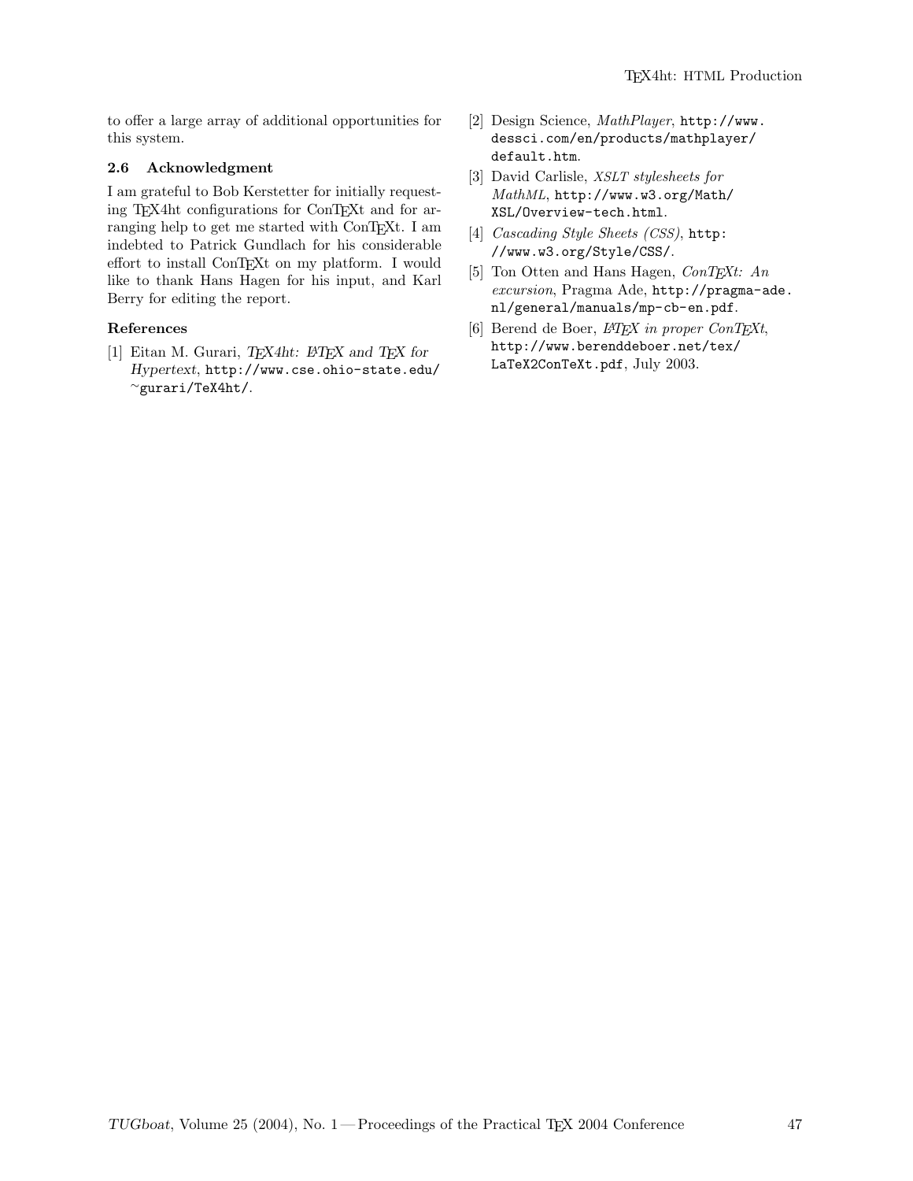to offer a large array of additional opportunities for this system.

### 2.6 Acknowledgment

I am grateful to Bob Kerstetter for initially requesting TEX4ht configurations for ConTEXt and for arranging help to get me started with ConTEXt. I am indebted to Patrick Gundlach for his considerable effort to install ConTEXt on my platform. I would like to thank Hans Hagen for his input, and Karl Berry for editing the report.

### References

[1] Eitan M. Gurari, *TEX4ht: LATEX and TEX for Hypertext*, `http://www.cse.ohio-state.edu/~gurari/TeX4ht/`.

[2] Design Science, *MathPlayer*, `http://www.dessci.com/en/products/mathplayer/default.htm`.

[3] David Carlisle, *XSLT stylesheets for MathML*, `http://www.w3.org/Math/XSL/Overview-tech.html`.

[4] *Cascading Style Sheets (CSS)*, `http://www.w3.org/Style/CSS/`.

[5] Ton Otten and Hans Hagen, *ConTEXt: An excursion*, Pragma Ade, `http://pragma-ade.nl/general/manuals/mp-cb-en.pdf`.

[6] Berend de Boer, *LATEX in proper ConTEXt*, `http://www.berenddeboer.net/tex/LaTeX2ConTeXt.pdf`, July 2003.